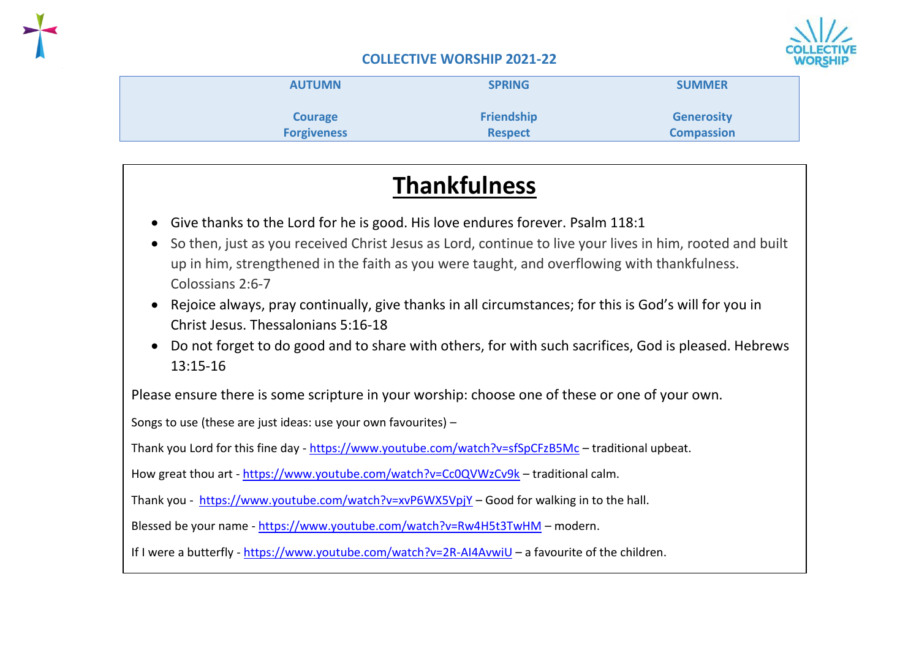**COLLECTIVE WORSHIP 2021-22**

| AUTUMN | SPRING | SUMMER |
|---|---|---|
| Courage<br>Forgiveness | Friendship<br>Respect | Generosity<br>Compassion |

# Thankfulness

- Give thanks to the Lord for he is good. His love endures forever. Psalm 118:1
- So then, just as you received Christ Jesus as Lord, continue to live your lives in him, rooted and built up in him, strengthened in the faith as you were taught, and overflowing with thankfulness. Colossians 2:6-7
- Rejoice always, pray continually, give thanks in all circumstances; for this is God's will for you in Christ Jesus. Thessalonians 5:16-18
- Do not forget to do good and to share with others, for with such sacrifices, God is pleased. Hebrews 13:15-16

Please ensure there is some scripture in your worship: choose one of these or one of your own.

Songs to use (these are just ideas: use your own favourites) –

Thank you Lord for this fine day - https://www.youtube.com/watch?v=sfSpCFzB5Mc – traditional upbeat.

How great thou art - https://www.youtube.com/watch?v=Cc0QVWzCv9k – traditional calm.

Thank you - https://www.youtube.com/watch?v=xvP6WX5VpjY – Good for walking in to the hall.

Blessed be your name - https://www.youtube.com/watch?v=Rw4H5t3TwHM – modern.

If I were a butterfly - https://www.youtube.com/watch?v=2R-AI4AvwiU – a favourite of the children.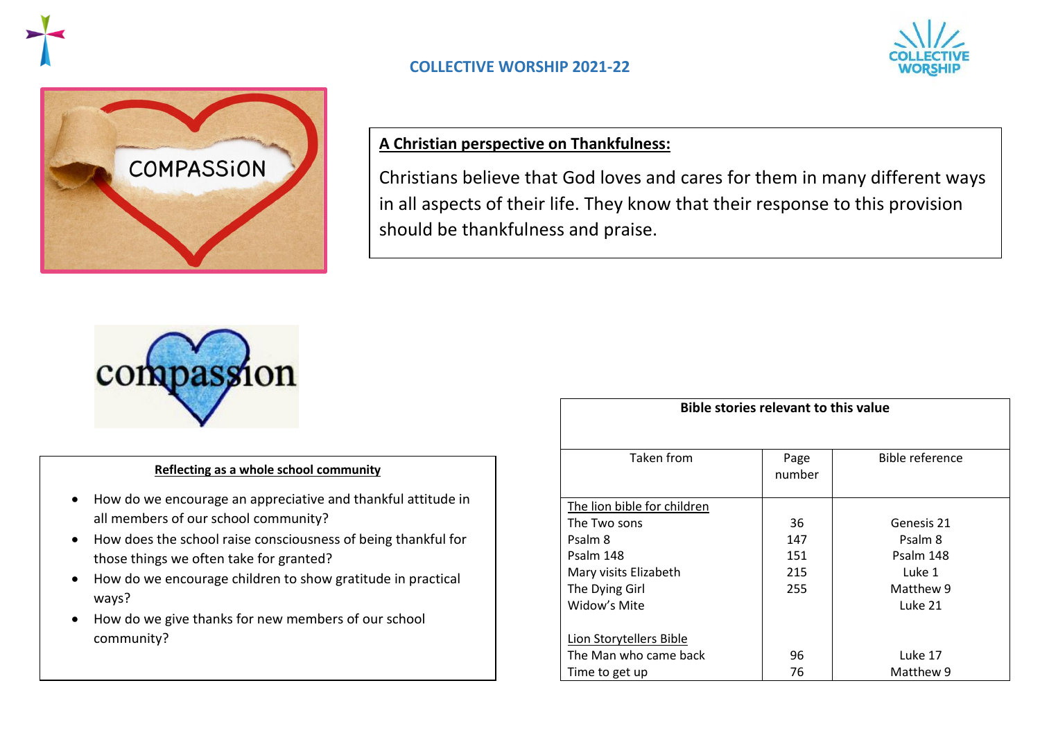## COLLECTIVE WORSHIP 2021-22

**A Christian perspective on Thankfulness:**

Christians believe that God loves and cares for them in many different ways in all aspects of their life. They know that their response to this provision should be thankfulness and praise.

**Reflecting as a whole school community**

- How do we encourage an appreciative and thankful attitude in all members of our school community?
- How does the school raise consciousness of being thankful for those things we often take for granted?
- How do we encourage children to show gratitude in practical ways?
- How do we give thanks for new members of our school community?

| Bible stories relevant to this value | | |
|---|---|---|
| Taken from | Page number | Bible reference |
| The lion bible for children | | |
| The Two sons | 36 | Genesis 21 |
| Psalm 8 | 147 | Psalm 8 |
| Psalm 148 | 151 | Psalm 148 |
| Mary visits Elizabeth | 215 | Luke 1 |
| The Dying Girl | 255 | Matthew 9 |
| Widow's Mite | | Luke 21 |
| Lion Storytellers Bible | | |
| The Man who came back | 96 | Luke 17 |
| Time to get up | 76 | Matthew 9 |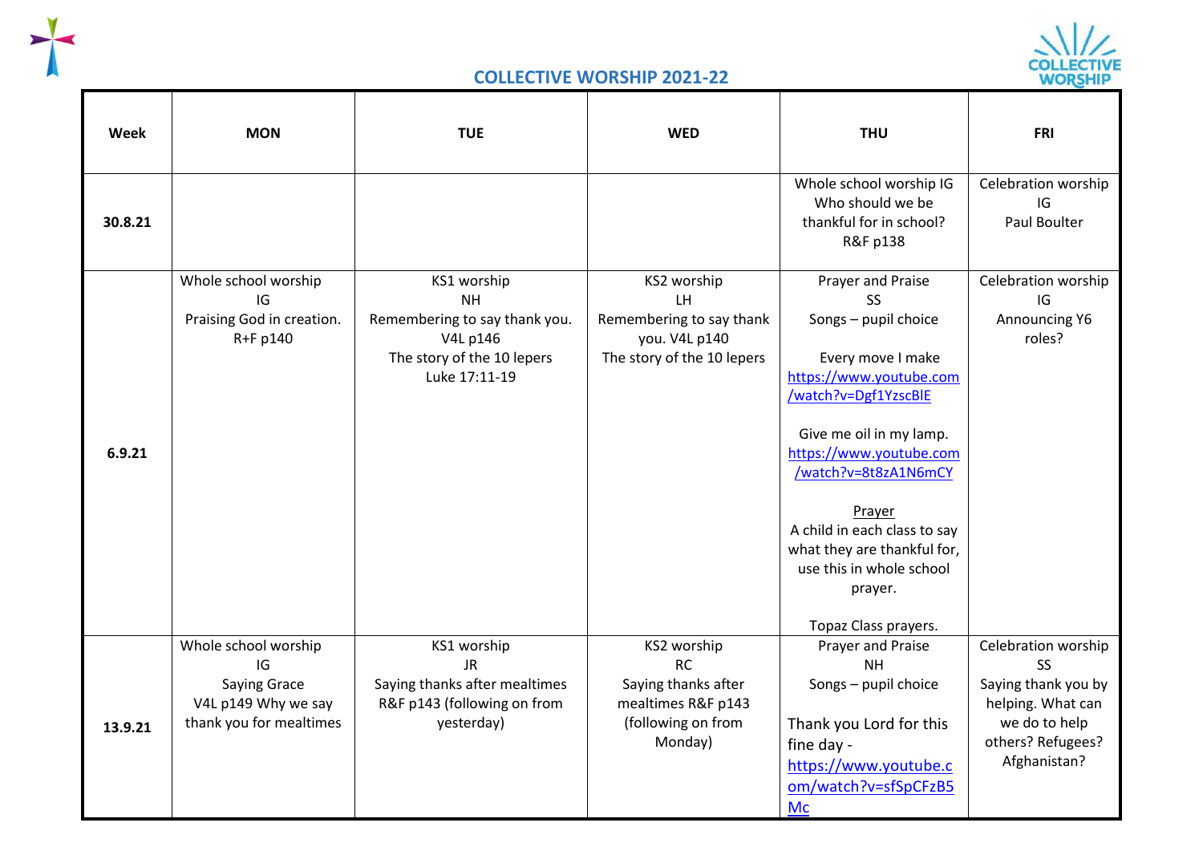## COLLECTIVE WORSHIP 2021-22

| Week | MON | TUE | WED | THU | FRI |
|---|---|---|---|---|---|
| 30.8.21 | | | | Whole school worship IG<br>Who should we be thankful for in school?<br>R&F p138 | Celebration worship<br>IG<br>Paul Boulter |
| 6.9.21 | Whole school worship<br>IG<br>Praising God in creation.<br>R+F p140 | KS1 worship<br>NH<br>Remembering to say thank you.<br>V4L p146<br>The story of the 10 lepers<br>Luke 17:11-19 | KS2 worship<br>LH<br>Remembering to say thank you. V4L p140<br>The story of the 10 lepers | Prayer and Praise<br>SS<br>Songs – pupil choice<br><br>Every move I make<br>https://www.youtube.com/watch?v=Dgf1YzscBlE<br><br>Give me oil in my lamp.<br>https://www.youtube.com/watch?v=8t8zA1N6mCY<br><br>Prayer<br>A child in each class to say what they are thankful for, use this in whole school prayer.<br><br>Topaz Class prayers. | Celebration worship<br>IG<br>Announcing Y6 roles? |
| 13.9.21 | Whole school worship<br>IG<br>Saying Grace<br>V4L p149 Why we say thank you for mealtimes | KS1 worship<br>JR<br>Saying thanks after mealtimes<br>R&F p143 (following on from yesterday) | KS2 worship<br>RC<br>Saying thanks after mealtimes R&F p143<br>(following on from Monday) | Prayer and Praise<br>NH<br>Songs – pupil choice<br><br>Thank you Lord for this fine day -<br>https://www.youtube.com/watch?v=sfSpCFzB5Mc | Celebration worship<br>SS<br>Saying thank you by helping. What can we do to help others? Refugees? Afghanistan? |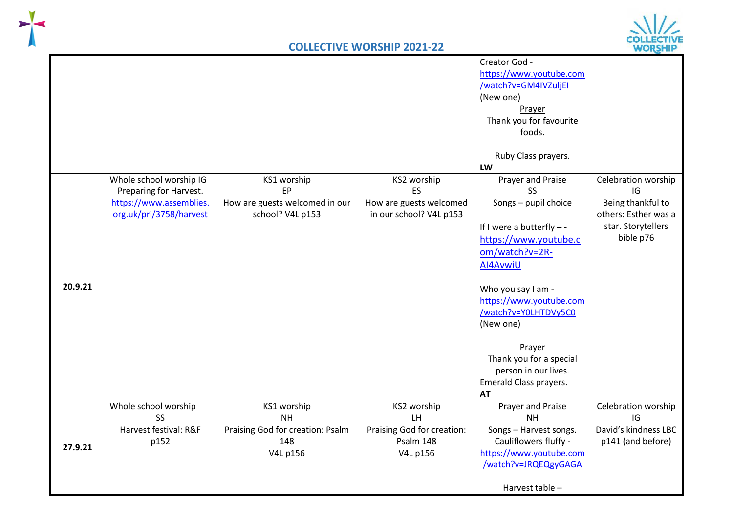## COLLECTIVE WORSHIP 2021-22

| | | | | | |
|---|---|---|---|---|---|
| | | | | Creator God - https://www.youtube.com/watch?v=GM4IVZuljEI (New one) <br> Prayer <br> Thank you for favourite foods. <br> Ruby Class prayers. <br> **LW** | |
| **20.9.21** | Whole school worship IG <br> Preparing for Harvest. <br> https://www.assemblies.org.uk/pri/3758/harvest | KS1 worship <br> EP <br> How are guests welcomed in our school? V4L p153 | KS2 worship <br> ES <br> How are guests welcomed in our school? V4L p153 | Prayer and Praise <br> SS <br> Songs – pupil choice <br> If I were a butterfly – - https://www.youtube.com/watch?v=2R-AI4AvwiU <br> Who you say I am - https://www.youtube.com/watch?v=Y0LHTDVy5C0 (New one) <br> Prayer <br> Thank you for a special person in our lives. <br> Emerald Class prayers. <br> **AT** | Celebration worship <br> IG <br> Being thankful to others: Esther was a star. Storytellers bible p76 |
| **27.9.21** | Whole school worship <br> SS <br> Harvest festival: R&F p152 | KS1 worship <br> NH <br> Praising God for creation: Psalm 148 <br> V4L p156 | KS2 worship <br> LH <br> Praising God for creation: Psalm 148 <br> V4L p156 | Prayer and Praise <br> NH <br> Songs – Harvest songs. <br> Cauliflowers fluffy - https://www.youtube.com/watch?v=JRQEQgyGAGA <br> Harvest table – | Celebration worship <br> IG <br> David's kindness LBC p141 (and before) |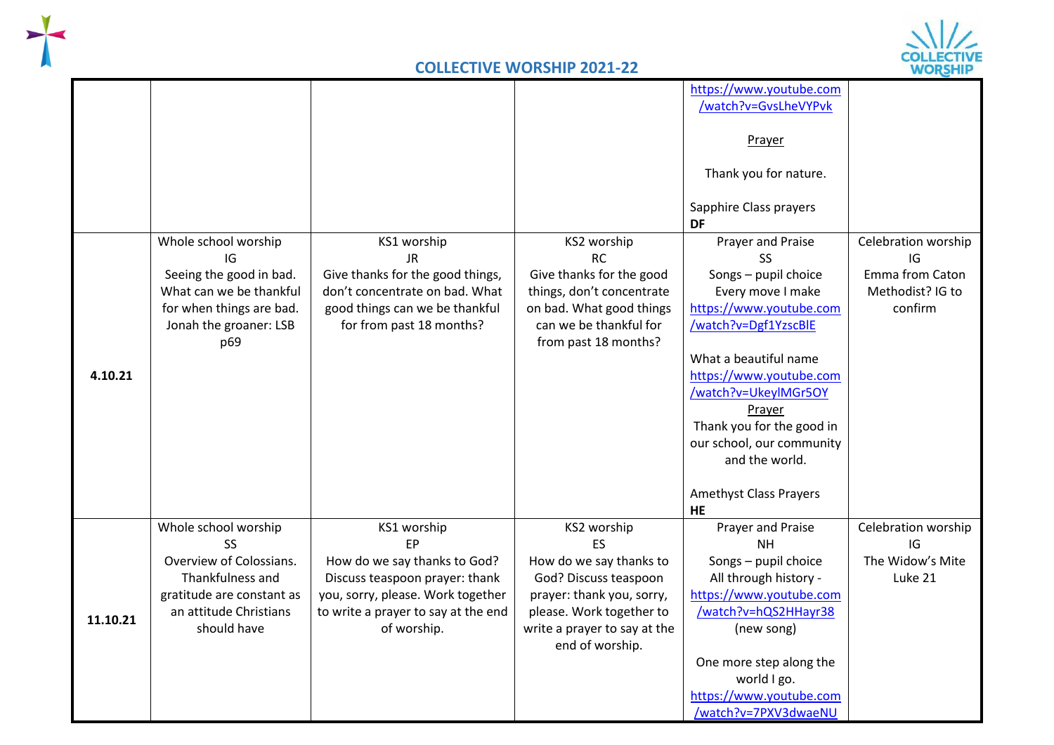## COLLECTIVE WORSHIP 2021-22

| | | | | | |
|---|---|---|---|---|---|
| | | | | https://www.youtube.com/watch?v=GvsLheVYPvk<br><br>Prayer<br><br>Thank you for nature.<br><br>Sapphire Class prayers<br>**DF** | |
| **4.10.21** | Whole school worship<br>IG<br>Seeing the good in bad. What can we be thankful for when things are bad. Jonah the groaner: LSB p69 | KS1 worship<br>JR<br>Give thanks for the good things, don't concentrate on bad. What good things can we be thankful for from past 18 months? | KS2 worship<br>RC<br>Give thanks for the good things, don't concentrate on bad. What good things can we be thankful for from past 18 months? | Prayer and Praise<br>SS<br>Songs – pupil choice<br>Every move I make<br>https://www.youtube.com/watch?v=Dgf1YzscBlE<br><br>What a beautiful name<br>https://www.youtube.com/watch?v=UkeylMGr5OY<br>Prayer<br>Thank you for the good in our school, our community and the world.<br><br>Amethyst Class Prayers<br>**HE** | Celebration worship<br>IG<br>Emma from Caton Methodist? IG to confirm |
| **11.10.21** | Whole school worship<br>SS<br>Overview of Colossians. Thankfulness and gratitude are constant as an attitude Christians should have | KS1 worship<br>EP<br>How do we say thanks to God? Discuss teaspoon prayer: thank you, sorry, please. Work together to write a prayer to say at the end of worship. | KS2 worship<br>ES<br>How do we say thanks to God? Discuss teaspoon prayer: thank you, sorry, please. Work together to write a prayer to say at the end of worship. | Prayer and Praise<br>NH<br>Songs – pupil choice<br>All through history -<br>https://www.youtube.com/watch?v=hQS2HHayr38<br>(new song)<br><br>One more step along the world I go.<br>https://www.youtube.com/watch?v=7PXV3dwaeNU | Celebration worship<br>IG<br>The Widow's Mite<br>Luke 21 |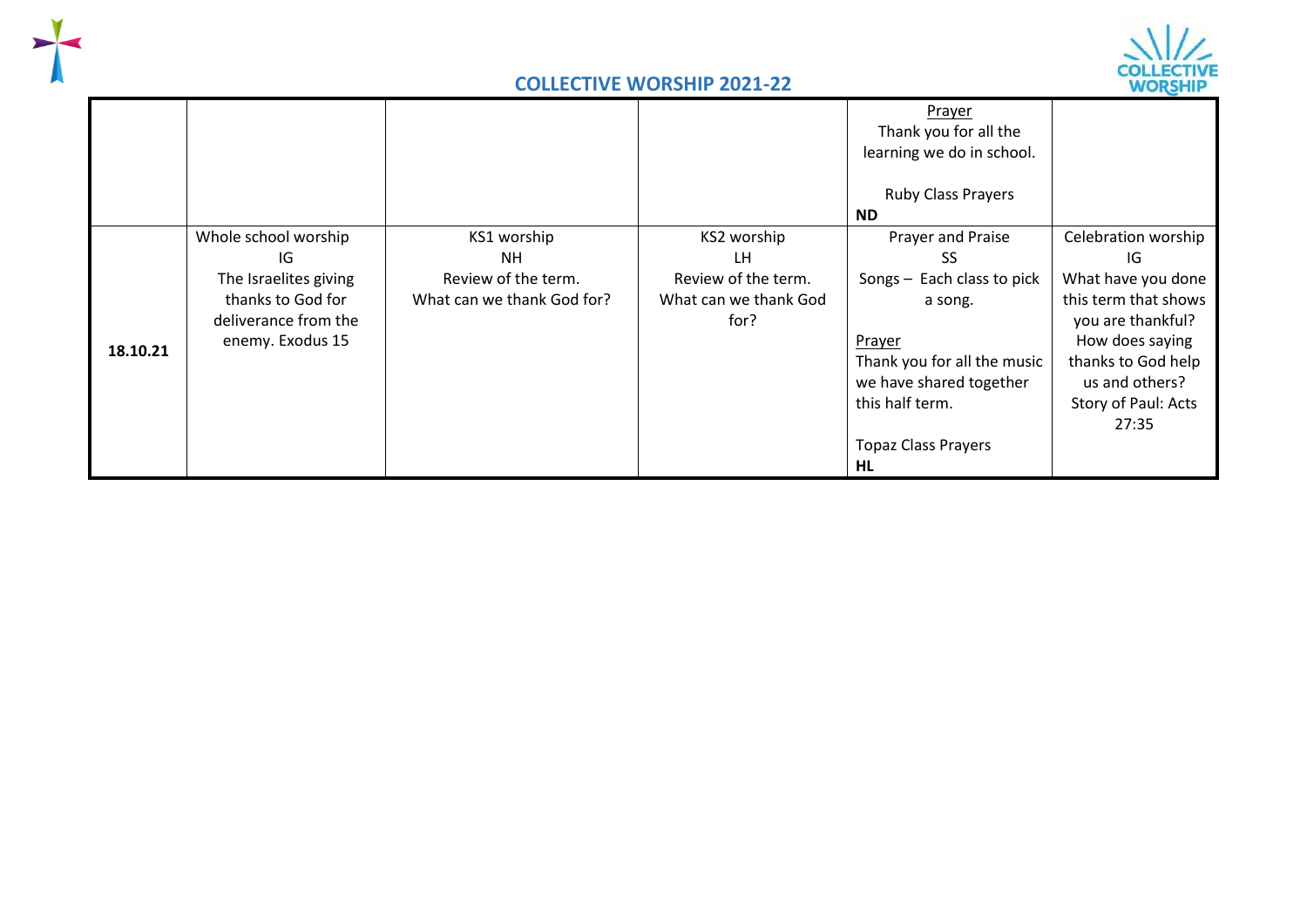## COLLECTIVE WORSHIP 2021-22

| | | | | | |
|---|---|---|---|---|---|
| | | | | Prayer<br>Thank you for all the learning we do in school.<br><br>Ruby Class Prayers<br>**ND** | |
| **18.10.21** | Whole school worship<br>IG<br>The Israelites giving thanks to God for deliverance from the enemy. Exodus 15 | KS1 worship<br>NH<br>Review of the term.<br>What can we thank God for? | KS2 worship<br>LH<br>Review of the term.<br>What can we thank God for? | Prayer and Praise<br>SS<br>Songs – Each class to pick a song.<br><br>Prayer<br>Thank you for all the music we have shared together this half term.<br><br>Topaz Class Prayers<br>**HL** | Celebration worship<br>IG<br>What have you done this term that shows you are thankful?<br>How does saying thanks to God help us and others?<br>Story of Paul: Acts 27:35 |